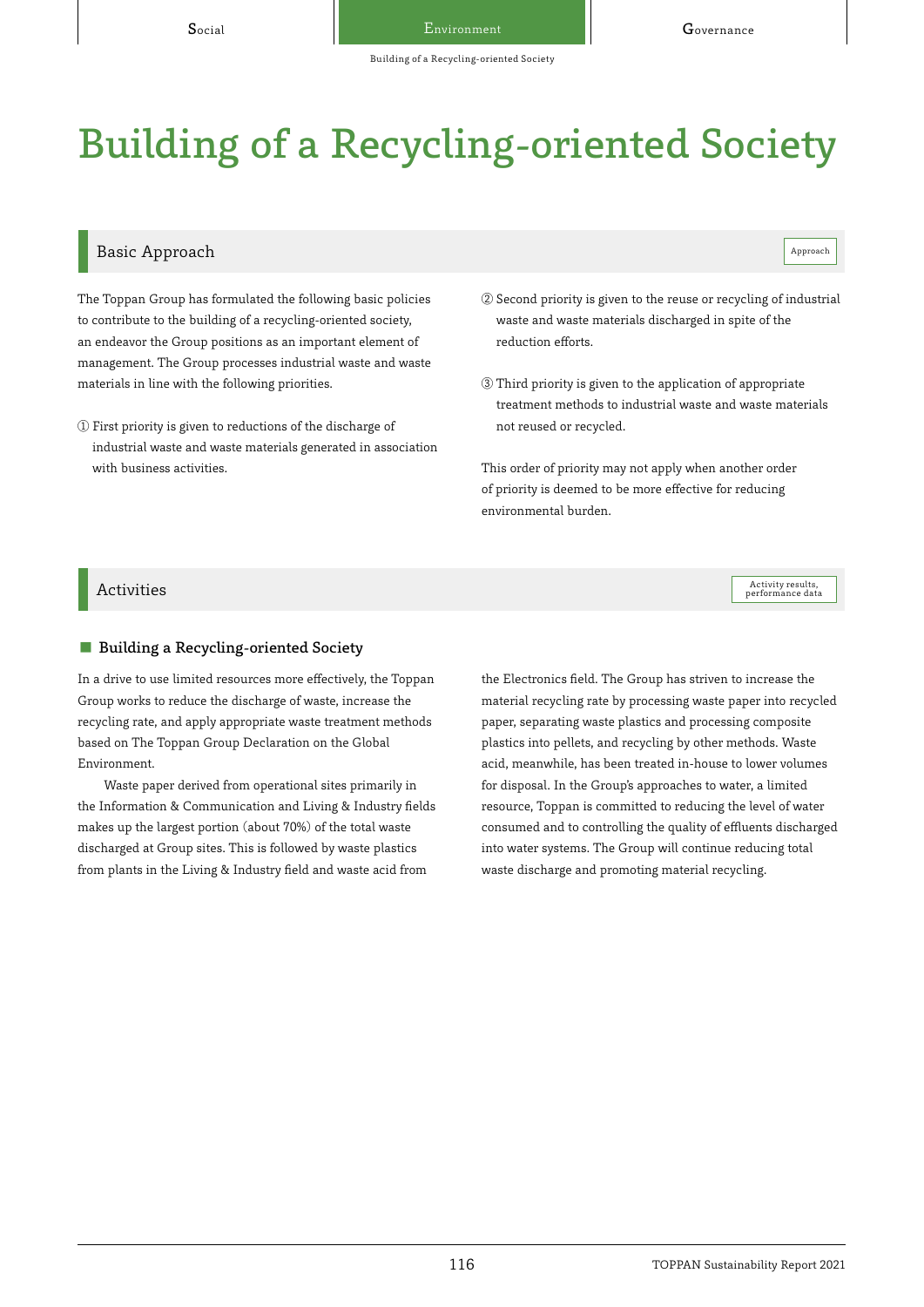# Building of a Recycling-oriented Society

## Basic Approach

Approach

The Toppan Group has formulated the following basic policies to contribute to the building of a recycling-oriented society, an endeavor the Group positions as an important element of management. The Group processes industrial waste and waste materials in line with the following priorities.

① First priority is given to reductions of the discharge of industrial waste and waste materials generated in association with business activities.

② Second priority is given to the reuse or recycling of industrial waste and waste materials discharged in spite of the reduction efforts.

③ Third priority is given to the application of appropriate treatment methods to industrial waste and waste materials not reused or recycled.

This order of priority may not apply when another order of priority is deemed to be more effective for reducing environmental burden.

## Activities

Activity results, performance data

### ■ Building a Recycling-oriented Society

In a drive to use limited resources more effectively, the Toppan Group works to reduce the discharge of waste, increase the recycling rate, and apply appropriate waste treatment methods based on The Toppan Group Declaration on the Global Environment.

Waste paper derived from operational sites primarily in the Information & Communication and Living & Industry fields makes up the largest portion (about 70%) of the total waste discharged at Group sites. This is followed by waste plastics from plants in the Living & Industry field and waste acid from the Electronics field. The Group has striven to increase the material recycling rate by processing waste paper into recycled paper, separating waste plastics and processing composite plastics into pellets, and recycling by other methods. Waste acid, meanwhile, has been treated in-house to lower volumes for disposal. In the Group's approaches to water, a limited resource, Toppan is committed to reducing the level of water consumed and to controlling the quality of effluents discharged into water systems. The Group will continue reducing total waste discharge and promoting material recycling.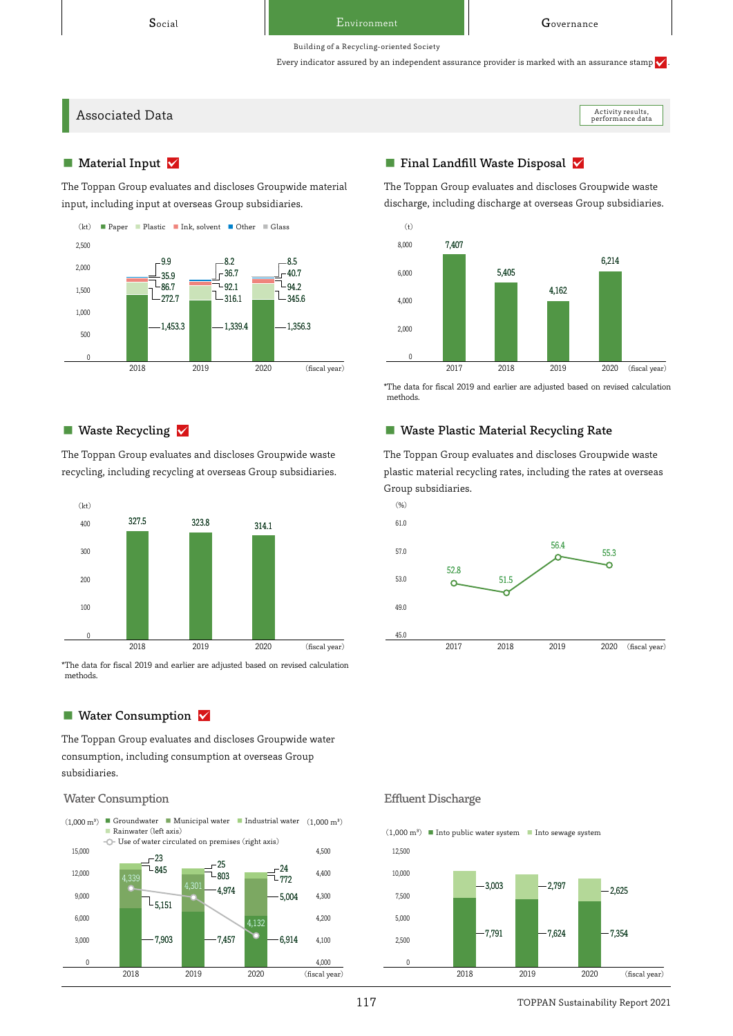Social | Environment | Governance

Building of a Recycling-oriented Society

Every indicator assured by an independent assurance provider is marked with an assurance stamp ✓.

## Associated Data

Activity results, performance data

### Material Input ✓

The Toppan Group evaluates and discloses Groupwide material input, including input at overseas Group subsidiaries.

(kt)

| Fiscal year | Paper | Plastic | Ink, solvent | Other | Glass |
|---|---|---|---|---|---|
| 2018 | 1,453.3 | 272.7 | 86.7 | 35.9 | 9.9 |
| 2019 | 1,339.4 | 316.1 | 92.1 | 36.7 | 8.2 |
| 2020 | 1,356.3 | 345.6 | 94.2 | 40.7 | 8.5 |

### Final Landfill Waste Disposal ✓

The Toppan Group evaluates and discloses Groupwide waste discharge, including discharge at overseas Group subsidiaries.

(t)

| Fiscal year | 2017 | 2018 | 2019 | 2020 |
|---|---|---|---|---|
| Final landfill waste disposal | 7,407 | 5,405 | 4,162 | 6,214 |

*The data for fiscal 2019 and earlier are adjusted based on revised calculation methods.

### Waste Recycling ✓

The Toppan Group evaluates and discloses Groupwide waste recycling, including recycling at overseas Group subsidiaries.

(kt)

| Fiscal year | 2018 | 2019 | 2020 |
|---|---|---|---|
| Waste recycling | 327.5 | 323.8 | 314.1 |

*The data for fiscal 2019 and earlier are adjusted based on revised calculation methods.

### Waste Plastic Material Recycling Rate

The Toppan Group evaluates and discloses Groupwide waste plastic material recycling rates, including the rates at overseas Group subsidiaries.

(%)

| Fiscal year | 2017 | 2018 | 2019 | 2020 |
|---|---|---|---|---|
| Recycling rate | 52.8 | 51.5 | 56.4 | 55.3 |

### Water Consumption ✓

The Toppan Group evaluates and discloses Groupwide water consumption, including consumption at overseas Group subsidiaries.

#### Water Consumption

(1,000 m³)

| Fiscal year | Groundwater | Municipal water | Industrial water | Rainwater (left axis) | Use of water circulated on premises (right axis) |
|---|---|---|---|---|---|
| 2018 | 7,903 | 5,151 | 845 | 23 | 4,339 |
| 2019 | 7,457 | 4,974 | 803 | 25 | 4,301 |
| 2020 | 6,914 | 5,004 | 772 | 24 | 4,132 |

#### Effluent Discharge

(1,000 m³)

| Fiscal year | Into public water system | Into sewage system |
|---|---|---|
| 2018 | 7,791 | 3,003 |
| 2019 | 7,624 | 2,797 |
| 2020 | 7,354 | 2,625 |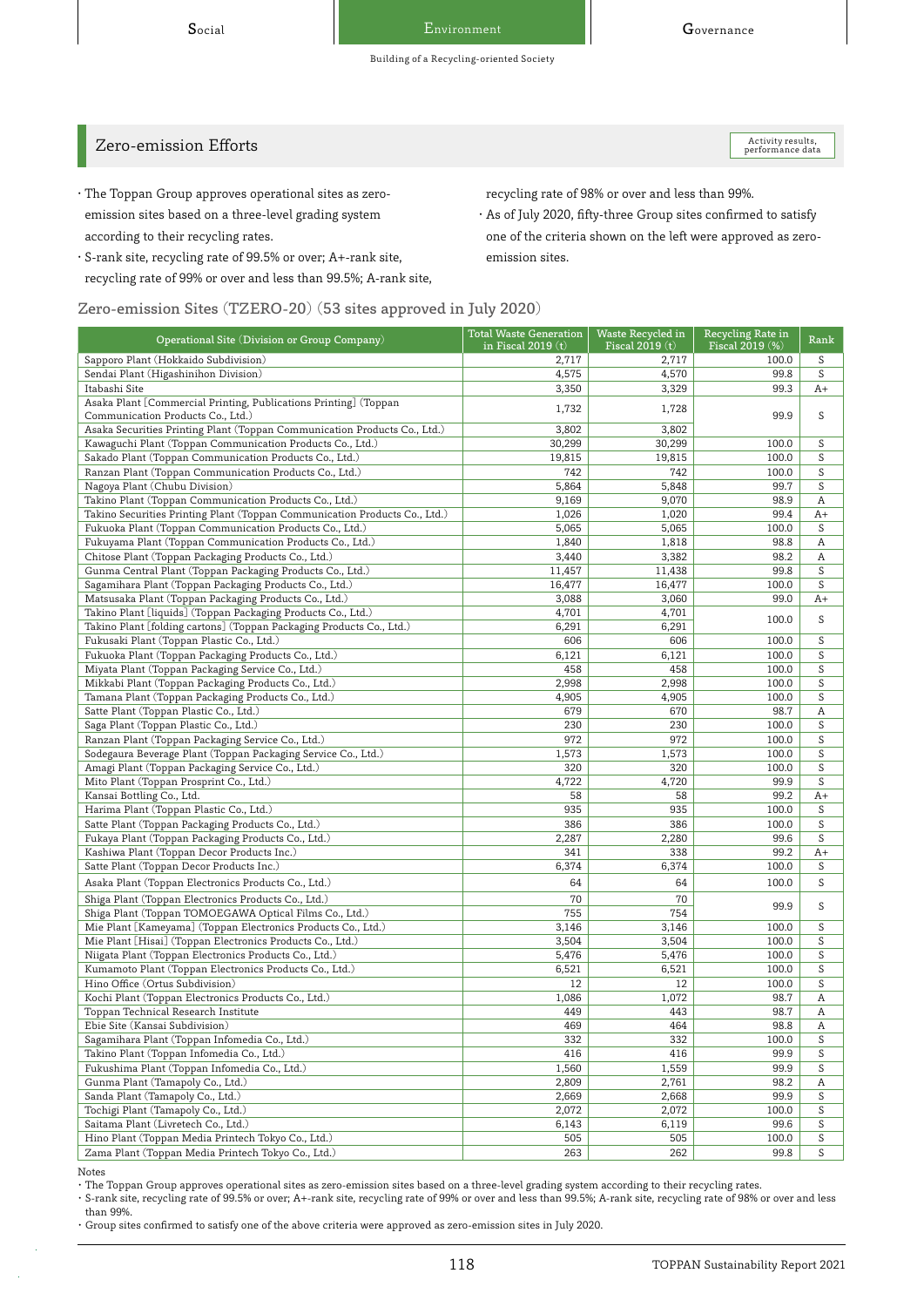## Zero-emission Efforts

Activity results, performance data

- The Toppan Group approves operational sites as zero-emission sites based on a three-level grading system according to their recycling rates.
- S-rank site, recycling rate of 99.5% or over; A+-rank site, recycling rate of 99% or over and less than 99.5%; A-rank site, recycling rate of 98% or over and less than 99%.
- As of July 2020, fifty-three Group sites confirmed to satisfy one of the criteria shown on the left were approved as zero-emission sites.

### Zero-emission Sites (TZERO-20) (53 sites approved in July 2020)

| Operational Site (Division or Group Company) | Total Waste Generation in Fiscal 2019 (t) | Waste Recycled in Fiscal 2019 (t) | Recycling Rate in Fiscal 2019 (%) | Rank |
|---|---|---|---|---|
| Sapporo Plant (Hokkaido Subdivision) | 2,717 | 2,717 | 100.0 | S |
| Sendai Plant (Higashinihon Division) | 4,575 | 4,570 | 99.8 | S |
| Itabashi Site | 3,350 | 3,329 | 99.3 | A+ |
| Asaka Plant [Commercial Printing, Publications Printing] (Toppan Communication Products Co., Ltd.) | 1,732 | 1,728 | 99.9 | S |
| Asaka Securities Printing Plant (Toppan Communication Products Co., Ltd.) | 3,802 | 3,802 | | |
| Kawaguchi Plant (Toppan Communication Products Co., Ltd.) | 30,299 | 30,299 | 100.0 | S |
| Sakado Plant (Toppan Communication Products Co., Ltd.) | 19,815 | 19,815 | 100.0 | S |
| Ranzan Plant (Toppan Communication Products Co., Ltd.) | 742 | 742 | 100.0 | S |
| Nagoya Plant (Chubu Division) | 5,864 | 5,848 | 99.7 | S |
| Takino Plant (Toppan Communication Products Co., Ltd.) | 9,169 | 9,070 | 98.9 | A |
| Takino Securities Printing Plant (Toppan Communication Products Co., Ltd.) | 1,026 | 1,020 | 99.4 | A+ |
| Fukuoka Plant (Toppan Communication Products Co., Ltd.) | 5,065 | 5,065 | 100.0 | S |
| Fukuyama Plant (Toppan Communication Products Co., Ltd.) | 1,840 | 1,818 | 98.8 | A |
| Chitose Plant (Toppan Packaging Products Co., Ltd.) | 3,440 | 3,382 | 98.2 | A |
| Gunma Central Plant (Toppan Packaging Products Co., Ltd.) | 11,457 | 11,438 | 99.8 | S |
| Sagamihara Plant (Toppan Packaging Products Co., Ltd.) | 16,477 | 16,477 | 100.0 | S |
| Matsusaka Plant (Toppan Packaging Products Co., Ltd.) | 3,088 | 3,060 | 99.0 | A+ |
| Takino Plant [liquids] (Toppan Packaging Products Co., Ltd.) | 4,701 | 4,701 | 100.0 | S |
| Takino Plant [folding cartons] (Toppan Packaging Products Co., Ltd.) | 6,291 | 6,291 | | |
| Fukusaki Plant (Toppan Plastic Co., Ltd.) | 606 | 606 | 100.0 | S |
| Fukuoka Plant (Toppan Packaging Products Co., Ltd.) | 6,121 | 6,121 | 100.0 | S |
| Miyata Plant (Toppan Packaging Service Co., Ltd.) | 458 | 458 | 100.0 | S |
| Mikkabi Plant (Toppan Packaging Products Co., Ltd.) | 2,998 | 2,998 | 100.0 | S |
| Tamana Plant (Toppan Packaging Products Co., Ltd.) | 4,905 | 4,905 | 100.0 | S |
| Satte Plant (Toppan Plastic Co., Ltd.) | 679 | 670 | 98.7 | A |
| Saga Plant (Toppan Plastic Co., Ltd.) | 230 | 230 | 100.0 | S |
| Ranzan Plant (Toppan Packaging Service Co., Ltd.) | 972 | 972 | 100.0 | S |
| Sodegaura Beverage Plant (Toppan Packaging Service Co., Ltd.) | 1,573 | 1,573 | 100.0 | S |
| Amagi Plant (Toppan Packaging Service Co., Ltd.) | 320 | 320 | 100.0 | S |
| Mito Plant (Toppan Prosprint Co., Ltd.) | 4,722 | 4,720 | 99.9 | S |
| Kansai Bottling Co., Ltd. | 58 | 58 | 99.2 | A+ |
| Harima Plant (Toppan Plastic Co., Ltd.) | 935 | 935 | 100.0 | S |
| Satte Plant (Toppan Packaging Products Co., Ltd.) | 386 | 386 | 100.0 | S |
| Fukaya Plant (Toppan Packaging Products Co., Ltd.) | 2,287 | 2,280 | 99.6 | S |
| Kashiwa Plant (Toppan Decor Products Inc.) | 341 | 338 | 99.2 | A+ |
| Satte Plant (Toppan Decor Products Inc.) | 6,374 | 6,374 | 100.0 | S |
| Asaka Plant (Toppan Electronics Products Co., Ltd.) | 64 | 64 | 100.0 | S |
| Shiga Plant (Toppan Electronics Products Co., Ltd.) | 70 | 70 | 99.9 | S |
| Shiga Plant (Toppan TOMOEGAWA Optical Films Co., Ltd.) | 755 | 754 | | |
| Mie Plant [Kameyama] (Toppan Electronics Products Co., Ltd.) | 3,146 | 3,146 | 100.0 | S |
| Mie Plant [Hisai] (Toppan Electronics Products Co., Ltd.) | 3,504 | 3,504 | 100.0 | S |
| Niigata Plant (Toppan Electronics Products Co., Ltd.) | 5,476 | 5,476 | 100.0 | S |
| Kumamoto Plant (Toppan Electronics Products Co., Ltd.) | 6,521 | 6,521 | 100.0 | S |
| Hino Office (Ortus Subdivision) | 12 | 12 | 100.0 | S |
| Kochi Plant (Toppan Electronics Products Co., Ltd.) | 1,086 | 1,072 | 98.7 | A |
| Toppan Technical Research Institute | 449 | 443 | 98.7 | A |
| Ebie Site (Kansai Subdivision) | 469 | 464 | 98.8 | A |
| Sagamihara Plant (Toppan Infomedia Co., Ltd.) | 332 | 332 | 100.0 | S |
| Takino Plant (Toppan Infomedia Co., Ltd.) | 416 | 416 | 99.9 | S |
| Fukushima Plant (Toppan Infomedia Co., Ltd.) | 1,560 | 1,559 | 99.9 | S |
| Gunma Plant (Tamapoly Co., Ltd.) | 2,809 | 2,761 | 98.2 | A |
| Sanda Plant (Tamapoly Co., Ltd.) | 2,669 | 2,668 | 99.9 | S |
| Tochigi Plant (Tamapoly Co., Ltd.) | 2,072 | 2,072 | 100.0 | S |
| Saitama Plant (Livretech Co., Ltd.) | 6,143 | 6,119 | 99.6 | S |
| Hino Plant (Toppan Media Printech Tokyo Co., Ltd.) | 505 | 505 | 100.0 | S |
| Zama Plant (Toppan Media Printech Tokyo Co., Ltd.) | 263 | 262 | 99.8 | S |

Notes

- The Toppan Group approves operational sites as zero-emission sites based on a three-level grading system according to their recycling rates.
- S-rank site, recycling rate of 99.5% or over; A+-rank site, recycling rate of 99% or over and less than 99.5%; A-rank site, recycling rate of 98% or over and less than 99%.
- Group sites confirmed to satisfy one of the above criteria were approved as zero-emission sites in July 2020.